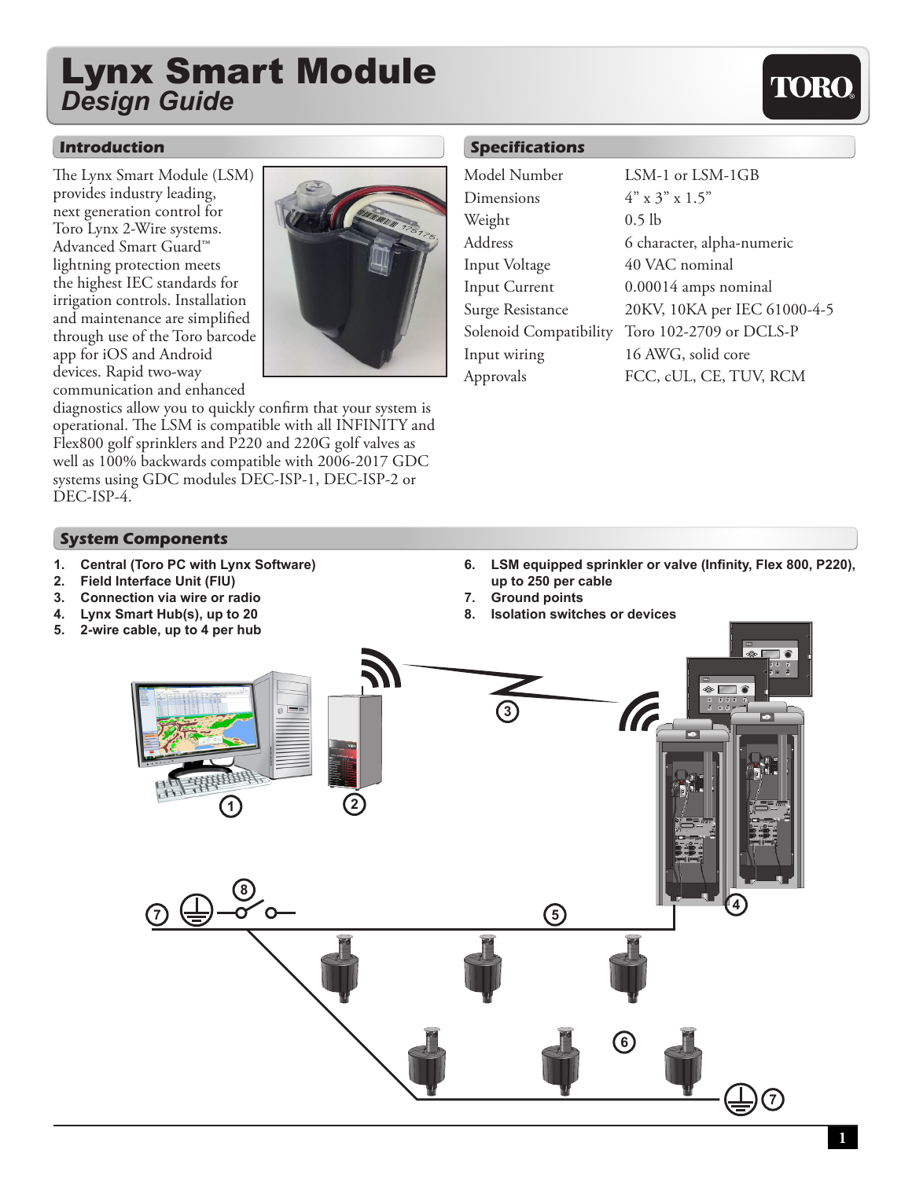# Lynx Smart Module
## *Design Guide*

## Introduction

The Lynx Smart Module (LSM) provides industry leading, next generation control for Toro Lynx 2-Wire systems. Advanced Smart Guard™ lightning protection meets the highest IEC standards for irrigation controls. Installation and maintenance are simplified through use of the Toro barcode app for iOS and Android devices. Rapid two-way communication and enhanced diagnostics allow you to quickly confirm that your system is operational. The LSM is compatible with all INFINITY and Flex800 golf sprinklers and P220 and 220G golf valves as well as 100% backwards compatible with 2006-2017 GDC systems using GDC modules DEC-ISP-1, DEC-ISP-2 or DEC-ISP-4.

## Specifications

| | |
|---|---|
| Model Number | LSM-1 or LSM-1GB |
| Dimensions | 4" x 3" x 1.5" |
| Weight | 0.5 lb |
| Address | 6 character, alpha-numeric |
| Input Voltage | 40 VAC nominal |
| Input Current | 0.00014 amps nominal |
| Surge Resistance | 20KV, 10KA per IEC 61000-4-5 |
| Solenoid Compatibility | Toro 102-2709 or DCLS-P |
| Input wiring | 16 AWG, solid core |
| Approvals | FCC, cUL, CE, TUV, RCM |

## System Components

1. **Central (Toro PC with Lynx Software)**
2. **Field Interface Unit (FIU)**
3. **Connection via wire or radio**
4. **Lynx Smart Hub(s), up to 20**
5. **2-wire cable, up to 4 per hub**
6. **LSM equipped sprinkler or valve (Infinity, Flex 800, P220), up to 250 per cable**
7. **Ground points**
8. **Isolation switches or devices**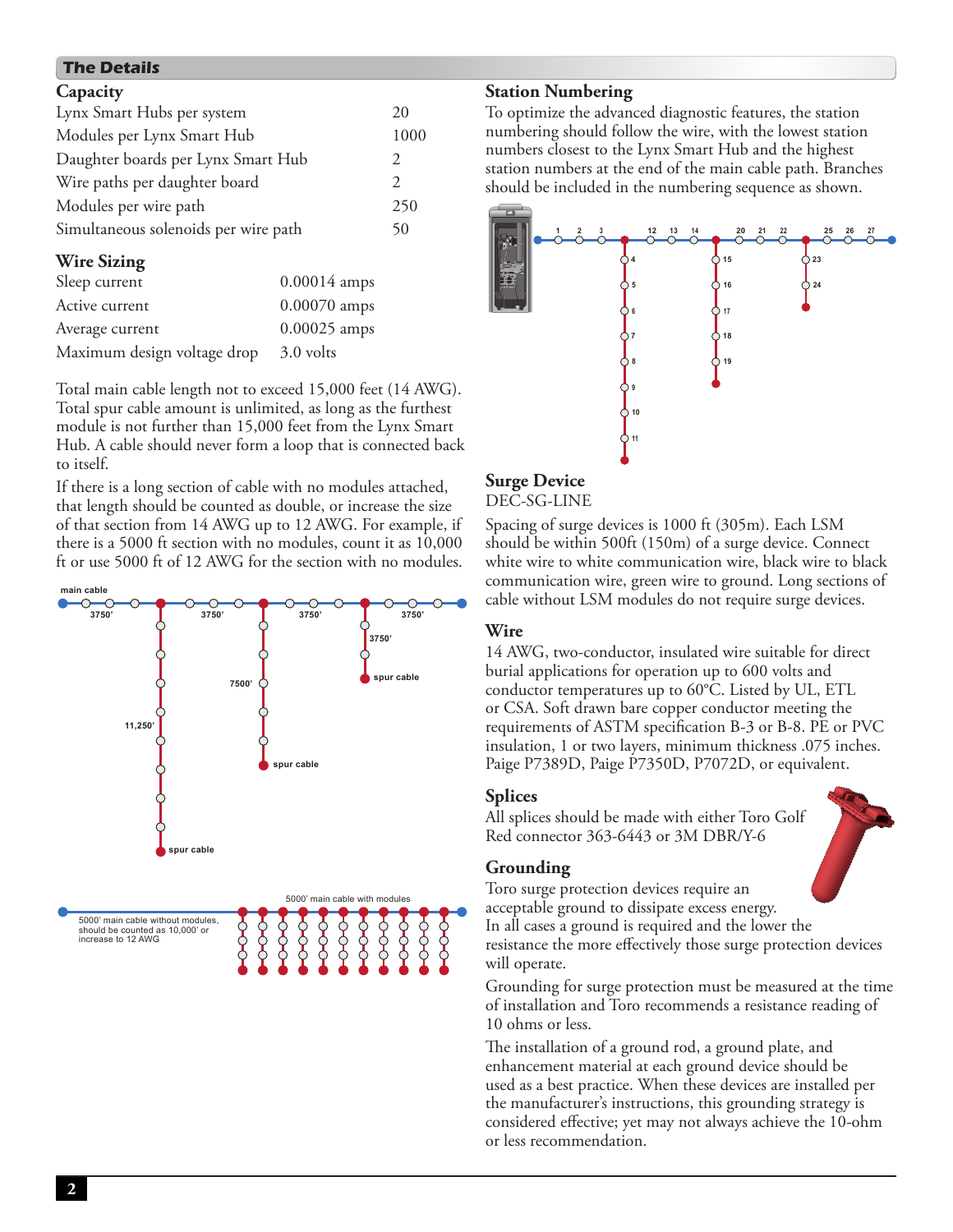## The Details

### Capacity

| | |
|---|---|
| Lynx Smart Hubs per system | 20 |
| Modules per Lynx Smart Hub | 1000 |
| Daughter boards per Lynx Smart Hub | 2 |
| Wire paths per daughter board | 2 |
| Modules per wire path | 250 |
| Simultaneous solenoids per wire path | 50 |

### Wire Sizing

| | |
|---|---|
| Sleep current | 0.00014 amps |
| Active current | 0.00070 amps |
| Average current | 0.00025 amps |
| Maximum design voltage drop | 3.0 volts |

Total main cable length not to exceed 15,000 feet (14 AWG). Total spur cable amount is unlimited, as long as the furthest module is not further than 15,000 feet from the Lynx Smart Hub. A cable should never form a loop that is connected back to itself.

If there is a long section of cable with no modules attached, that length should be counted as double, or increase the size of that section from 14 AWG up to 12 AWG. For example, if there is a 5000 ft section with no modules, count it as 10,000 ft or use 5000 ft of 12 AWG for the section with no modules.

main cable 3750' 3750' 3750' 3750' 11,250' 7500' 3750' spur cable spur cable spur cable

5000' main cable without modules, should be counted as 10,000' or increase to 12 AWG

5000' main cable with modules

### Station Numbering

To optimize the advanced diagnostic features, the station numbering should follow the wire, with the lowest station numbers closest to the Lynx Smart Hub and the highest station numbers at the end of the main cable path. Branches should be included in the numbering sequence as shown.

### Surge Device

DEC-SG-LINE

Spacing of surge devices is 1000 ft (305m). Each LSM should be within 500ft (150m) of a surge device. Connect white wire to white communication wire, black wire to black communication wire, green wire to ground. Long sections of cable without LSM modules do not require surge devices.

### Wire

14 AWG, two-conductor, insulated wire suitable for direct burial applications for operation up to 600 volts and conductor temperatures up to 60°C. Listed by UL, ETL or CSA. Soft drawn bare copper conductor meeting the requirements of ASTM specification B-3 or B-8. PE or PVC insulation, 1 or two layers, minimum thickness .075 inches. Paige P7389D, Paige P7350D, P7072D, or equivalent.

### Splices

All splices should be made with either Toro Golf Red connector 363-6443 or 3M DBR/Y-6

### Grounding

Toro surge protection devices require an acceptable ground to dissipate excess energy. In all cases a ground is required and the lower the resistance the more effectively those surge protection devices will operate.

Grounding for surge protection must be measured at the time of installation and Toro recommends a resistance reading of 10 ohms or less.

The installation of a ground rod, a ground plate, and enhancement material at each ground device should be used as a best practice. When these devices are installed per the manufacturer's instructions, this grounding strategy is considered effective; yet may not always achieve the 10-ohm or less recommendation.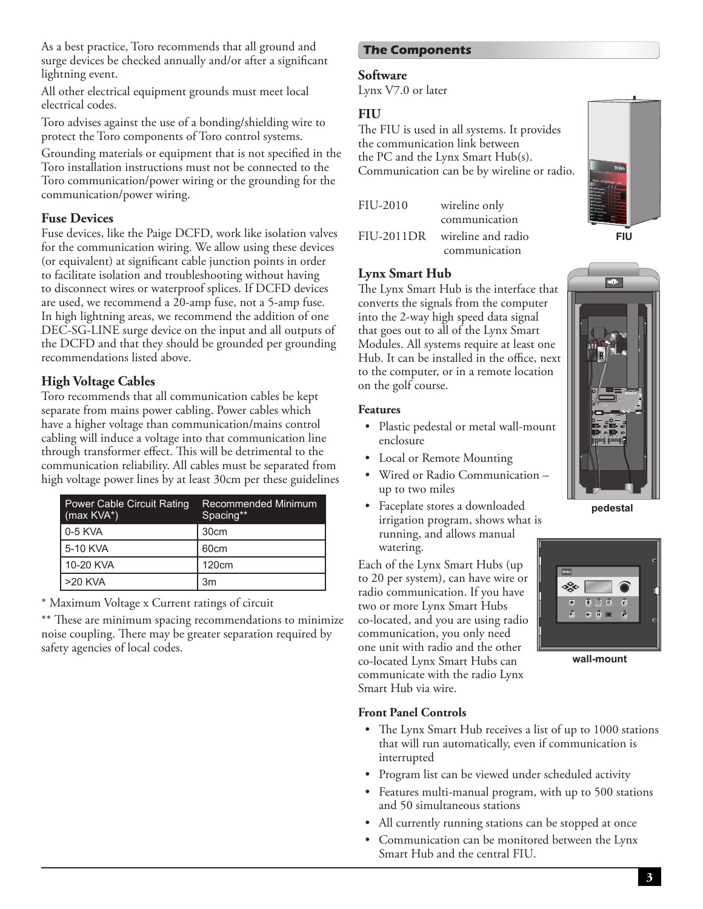As a best practice, Toro recommends that all ground and surge devices be checked annually and/or after a significant lightning event.

All other electrical equipment grounds must meet local electrical codes.

Toro advises against the use of a bonding/shielding wire to protect the Toro components of Toro control systems.

Grounding materials or equipment that is not specified in the Toro installation instructions must not be connected to the Toro communication/power wiring or the grounding for the communication/power wiring.

### Fuse Devices

Fuse devices, like the Paige DCFD, work like isolation valves for the communication wiring. We allow using these devices (or equivalent) at significant cable junction points in order to facilitate isolation and troubleshooting without having to disconnect wires or waterproof splices. If DCFD devices are used, we recommend a 20-amp fuse, not a 5-amp fuse. In high lightning areas, we recommend the addition of one DEC-SG-LINE surge device on the input and all outputs of the DCFD and that they should be grounded per grounding recommendations listed above.

### High Voltage Cables

Toro recommends that all communication cables be kept separate from mains power cabling. Power cables which have a higher voltage than communication/mains control cabling will induce a voltage into that communication line through transformer effect. This will be detrimental to the communication reliability. All cables must be separated from high voltage power lines by at least 30cm per these guidelines

| Power Cable Circuit Rating (max KVA*) | Recommended Minimum Spacing** |
|---|---|
| 0-5 KVA | 30cm |
| 5-10 KVA | 60cm |
| 10-20 KVA | 120cm |
| >20 KVA | 3m |

* Maximum Voltage x Current ratings of circuit

** These are minimum spacing recommendations to minimize noise coupling. There may be greater separation required by safety agencies of local codes.

## The Components

### Software

Lynx V7.0 or later

### FIU

The FIU is used in all systems. It provides the communication link between the PC and the Lynx Smart Hub(s). Communication can be by wireline or radio.

| | |
|---|---|
| FIU-2010 | wireline only communication |
| FIU-2011DR | wireline and radio communication |

FIU

### Lynx Smart Hub

The Lynx Smart Hub is the interface that converts the signals from the computer into the 2-way high speed data signal that goes out to all of the Lynx Smart Modules. All systems require at least one Hub. It can be installed in the office, next to the computer, or in a remote location on the golf course.

pedestal

#### Features

- Plastic pedestal or metal wall-mount enclosure
- Local or Remote Mounting
- Wired or Radio Communication – up to two miles
- Faceplate stores a downloaded irrigation program, shows what is running, and allows manual watering.

Each of the Lynx Smart Hubs (up to 20 per system), can have wire or radio communication. If you have two or more Lynx Smart Hubs co-located, and you are using radio communication, you only need one unit with radio and the other co-located Lynx Smart Hubs can communicate with the radio Lynx Smart Hub via wire.

wall-mount

#### Front Panel Controls

- The Lynx Smart Hub receives a list of up to 1000 stations that will run automatically, even if communication is interrupted
- Program list can be viewed under scheduled activity
- Features multi-manual program, with up to 500 stations and 50 simultaneous stations
- All currently running stations can be stopped at once
- Communication can be monitored between the Lynx Smart Hub and the central FIU.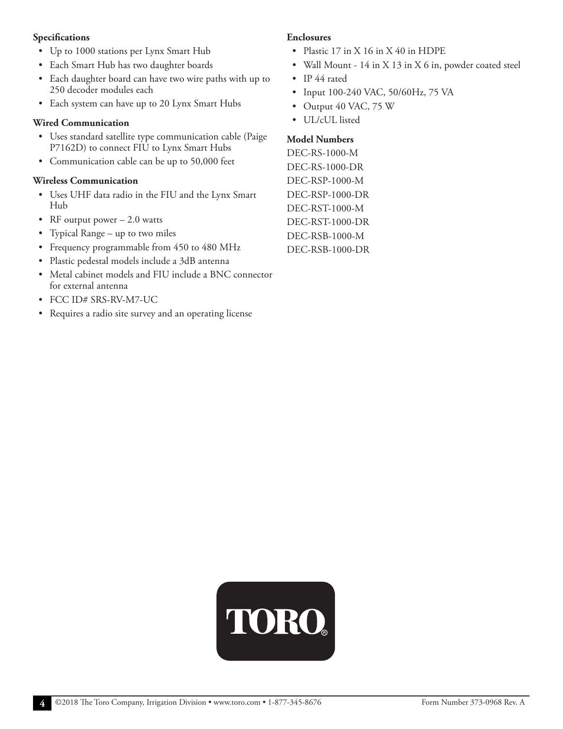**Specifications**

- Up to 1000 stations per Lynx Smart Hub
- Each Smart Hub has two daughter boards
- Each daughter board can have two wire paths with up to 250 decoder modules each
- Each system can have up to 20 Lynx Smart Hubs

**Wired Communication**

- Uses standard satellite type communication cable (Paige P7162D) to connect FIU to Lynx Smart Hubs
- Communication cable can be up to 50,000 feet

**Wireless Communication**

- Uses UHF data radio in the FIU and the Lynx Smart Hub
- RF output power – 2.0 watts
- Typical Range – up to two miles
- Frequency programmable from 450 to 480 MHz
- Plastic pedestal models include a 3dB antenna
- Metal cabinet models and FIU include a BNC connector for external antenna
- FCC ID# SRS-RV-M7-UC
- Requires a radio site survey and an operating license

**Enclosures**

- Plastic 17 in X 16 in X 40 in HDPE
- Wall Mount - 14 in X 13 in X 6 in, powder coated steel
- IP 44 rated
- Input 100-240 VAC, 50/60Hz, 75 VA
- Output 40 VAC, 75 W
- UL/cUL listed

**Model Numbers**

DEC-RS-1000-M
DEC-RS-1000-DR
DEC-RSP-1000-M
DEC-RSP-1000-DR
DEC-RST-1000-M
DEC-RST-1000-DR
DEC-RSB-1000-M
DEC-RSB-1000-DR

TORO®

©2018 The Toro Company, Irrigation Division • www.toro.com • 1-877-345-8676 Form Number 373-0968 Rev. A